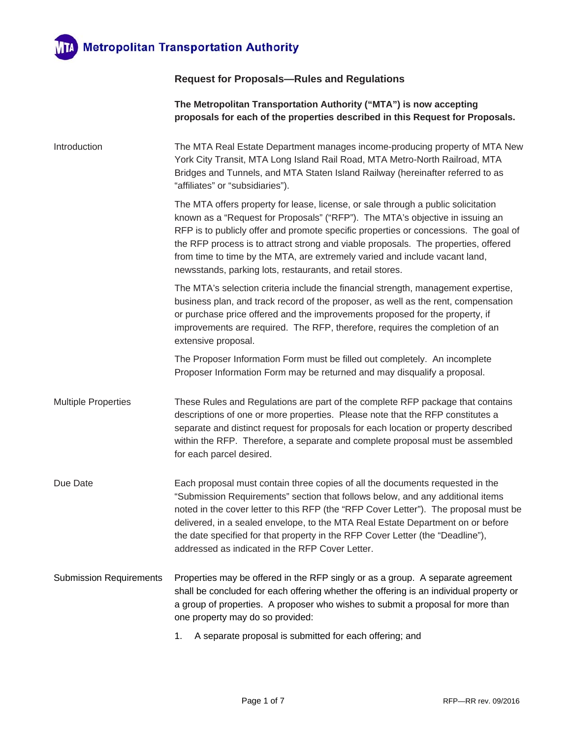**Metropolitan Transportation Authority**

## Request for Proposals—Rules and Regulations

**The Metropolitan Transportation Authority ("MTA") is now accepting proposals for each of the properties described in this Request for Proposals.**

### Introduction

The MTA Real Estate Department manages income-producing property of MTA New York City Transit, MTA Long Island Rail Road, MTA Metro-North Railroad, MTA Bridges and Tunnels, and MTA Staten Island Railway (hereinafter referred to as "affiliates" or "subsidiaries").

The MTA offers property for lease, license, or sale through a public solicitation known as a "Request for Proposals" ("RFP"). The MTA's objective in issuing an RFP is to publicly offer and promote specific properties or concessions. The goal of the RFP process is to attract strong and viable proposals. The properties, offered from time to time by the MTA, are extremely varied and include vacant land, newsstands, parking lots, restaurants, and retail stores.

The MTA's selection criteria include the financial strength, management expertise, business plan, and track record of the proposer, as well as the rent, compensation or purchase price offered and the improvements proposed for the property, if improvements are required. The RFP, therefore, requires the completion of an extensive proposal.

The Proposer Information Form must be filled out completely. An incomplete Proposer Information Form may be returned and may disqualify a proposal.

### Multiple Properties

These Rules and Regulations are part of the complete RFP package that contains descriptions of one or more properties. Please note that the RFP constitutes a separate and distinct request for proposals for each location or property described within the RFP. Therefore, a separate and complete proposal must be assembled for each parcel desired.

### Due Date

Each proposal must contain three copies of all the documents requested in the "Submission Requirements" section that follows below, and any additional items noted in the cover letter to this RFP (the "RFP Cover Letter"). The proposal must be delivered, in a sealed envelope, to the MTA Real Estate Department on or before the date specified for that property in the RFP Cover Letter (the "Deadline"), addressed as indicated in the RFP Cover Letter.

### Submission Requirements

Properties may be offered in the RFP singly or as a group. A separate agreement shall be concluded for each offering whether the offering is an individual property or a group of properties. A proposer who wishes to submit a proposal for more than one property may do so provided:

1. A separate proposal is submitted for each offering; and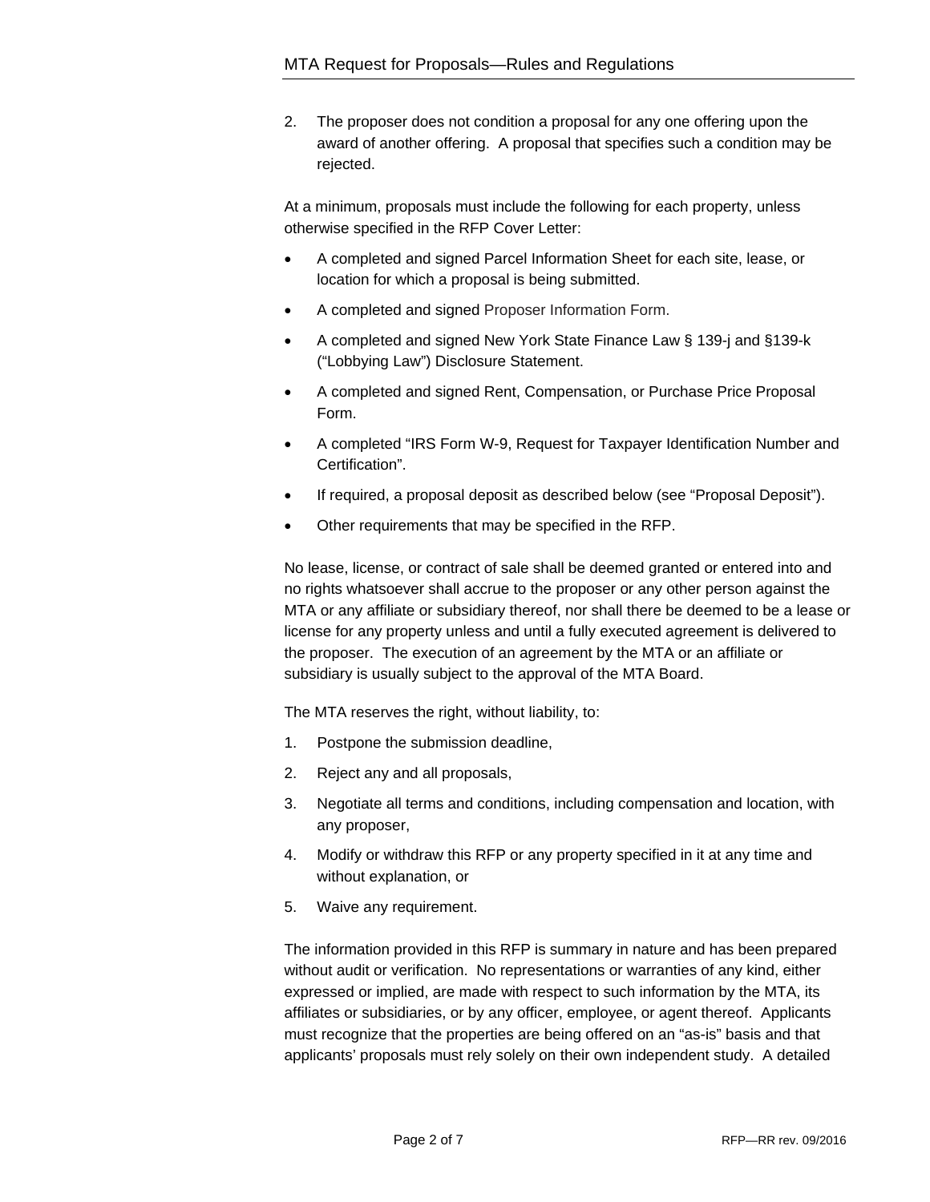2. The proposer does not condition a proposal for any one offering upon the award of another offering. A proposal that specifies such a condition may be rejected.

At a minimum, proposals must include the following for each property, unless otherwise specified in the RFP Cover Letter:

- A completed and signed Parcel Information Sheet for each site, lease, or location for which a proposal is being submitted.
- A completed and signed Proposer Information Form.
- A completed and signed New York State Finance Law § 139-j and §139-k ("Lobbying Law") Disclosure Statement.
- A completed and signed Rent, Compensation, or Purchase Price Proposal Form.
- A completed "IRS Form W-9, Request for Taxpayer Identification Number and Certification".
- If required, a proposal deposit as described below (see "Proposal Deposit").
- Other requirements that may be specified in the RFP.

No lease, license, or contract of sale shall be deemed granted or entered into and no rights whatsoever shall accrue to the proposer or any other person against the MTA or any affiliate or subsidiary thereof, nor shall there be deemed to be a lease or license for any property unless and until a fully executed agreement is delivered to the proposer. The execution of an agreement by the MTA or an affiliate or subsidiary is usually subject to the approval of the MTA Board.

The MTA reserves the right, without liability, to:

1. Postpone the submission deadline,
2. Reject any and all proposals,
3. Negotiate all terms and conditions, including compensation and location, with any proposer,
4. Modify or withdraw this RFP or any property specified in it at any time and without explanation, or
5. Waive any requirement.

The information provided in this RFP is summary in nature and has been prepared without audit or verification. No representations or warranties of any kind, either expressed or implied, are made with respect to such information by the MTA, its affiliates or subsidiaries, or by any officer, employee, or agent thereof. Applicants must recognize that the properties are being offered on an "as-is" basis and that applicants' proposals must rely solely on their own independent study. A detailed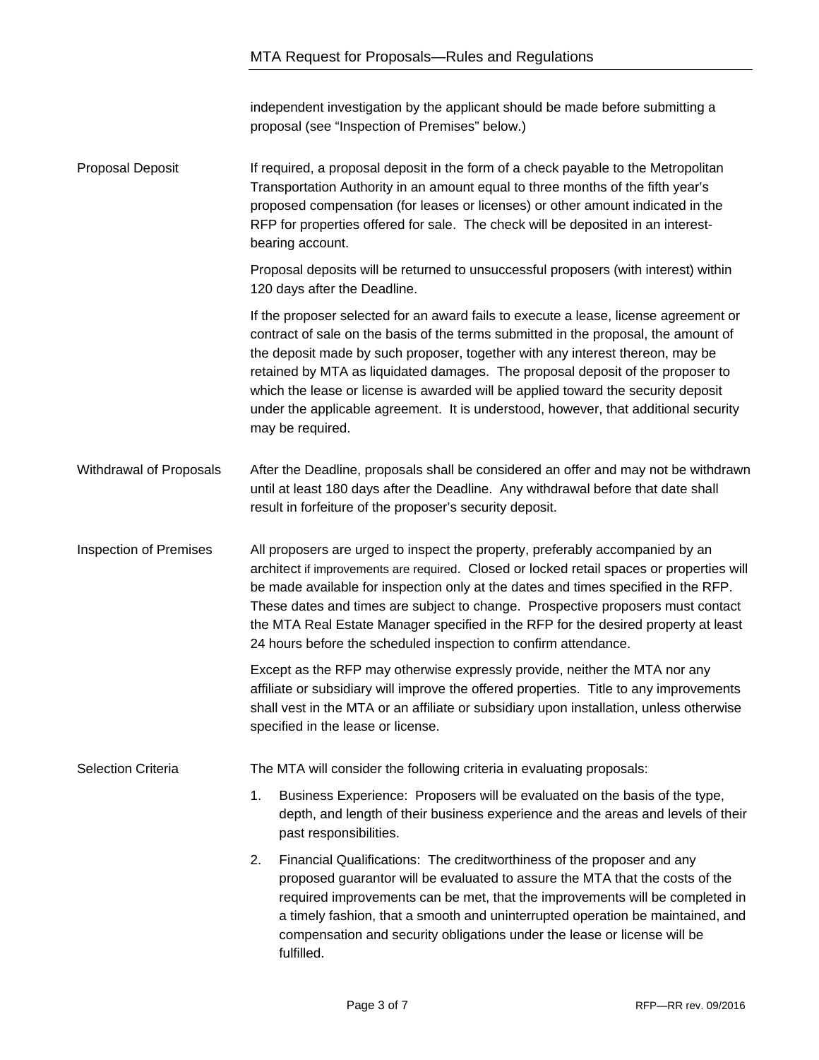independent investigation by the applicant should be made before submitting a proposal (see "Inspection of Premises" below.)

**Proposal Deposit**

If required, a proposal deposit in the form of a check payable to the Metropolitan Transportation Authority in an amount equal to three months of the fifth year's proposed compensation (for leases or licenses) or other amount indicated in the RFP for properties offered for sale. The check will be deposited in an interest-bearing account.

Proposal deposits will be returned to unsuccessful proposers (with interest) within 120 days after the Deadline.

If the proposer selected for an award fails to execute a lease, license agreement or contract of sale on the basis of the terms submitted in the proposal, the amount of the deposit made by such proposer, together with any interest thereon, may be retained by MTA as liquidated damages. The proposal deposit of the proposer to which the lease or license is awarded will be applied toward the security deposit under the applicable agreement. It is understood, however, that additional security may be required.

**Withdrawal of Proposals**

After the Deadline, proposals shall be considered an offer and may not be withdrawn until at least 180 days after the Deadline. Any withdrawal before that date shall result in forfeiture of the proposer's security deposit.

**Inspection of Premises**

All proposers are urged to inspect the property, preferably accompanied by an architect if improvements are required. Closed or locked retail spaces or properties will be made available for inspection only at the dates and times specified in the RFP. These dates and times are subject to change. Prospective proposers must contact the MTA Real Estate Manager specified in the RFP for the desired property at least 24 hours before the scheduled inspection to confirm attendance.

Except as the RFP may otherwise expressly provide, neither the MTA nor any affiliate or subsidiary will improve the offered properties. Title to any improvements shall vest in the MTA or an affiliate or subsidiary upon installation, unless otherwise specified in the lease or license.

**Selection Criteria**

The MTA will consider the following criteria in evaluating proposals:

1. Business Experience: Proposers will be evaluated on the basis of the type, depth, and length of their business experience and the areas and levels of their past responsibilities.
2. Financial Qualifications: The creditworthiness of the proposer and any proposed guarantor will be evaluated to assure the MTA that the costs of the required improvements can be met, that the improvements will be completed in a timely fashion, that a smooth and uninterrupted operation be maintained, and compensation and security obligations under the lease or license will be fulfilled.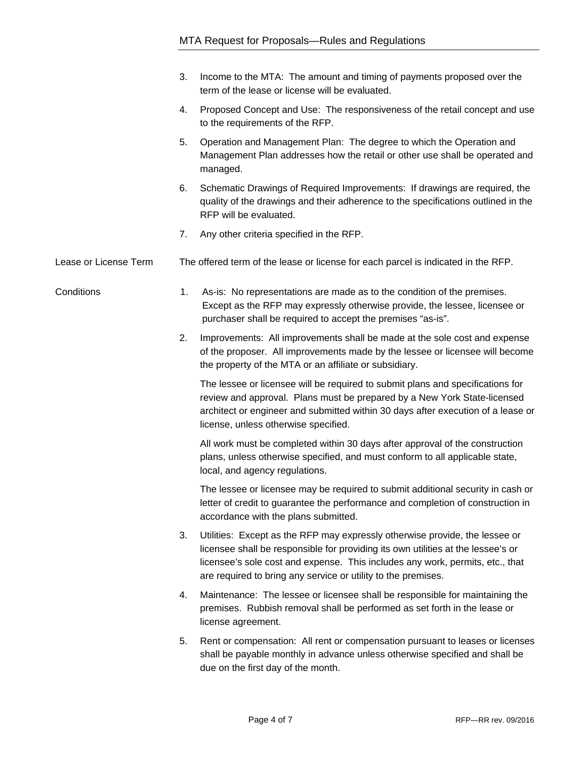3. Income to the MTA: The amount and timing of payments proposed over the term of the lease or license will be evaluated.

4. Proposed Concept and Use: The responsiveness of the retail concept and use to the requirements of the RFP.

5. Operation and Management Plan: The degree to which the Operation and Management Plan addresses how the retail or other use shall be operated and managed.

6. Schematic Drawings of Required Improvements: If drawings are required, the quality of the drawings and their adherence to the specifications outlined in the RFP will be evaluated.

7. Any other criteria specified in the RFP.

**Lease or License Term**

The offered term of the lease or license for each parcel is indicated in the RFP.

**Conditions**

1. As-is: No representations are made as to the condition of the premises. Except as the RFP may expressly otherwise provide, the lessee, licensee or purchaser shall be required to accept the premises “as-is”.

2. Improvements: All improvements shall be made at the sole cost and expense of the proposer. All improvements made by the lessee or licensee will become the property of the MTA or an affiliate or subsidiary.

   The lessee or licensee will be required to submit plans and specifications for review and approval. Plans must be prepared by a New York State-licensed architect or engineer and submitted within 30 days after execution of a lease or license, unless otherwise specified.

   All work must be completed within 30 days after approval of the construction plans, unless otherwise specified, and must conform to all applicable state, local, and agency regulations.

   The lessee or licensee may be required to submit additional security in cash or letter of credit to guarantee the performance and completion of construction in accordance with the plans submitted.

3. Utilities: Except as the RFP may expressly otherwise provide, the lessee or licensee shall be responsible for providing its own utilities at the lessee’s or licensee’s sole cost and expense. This includes any work, permits, etc., that are required to bring any service or utility to the premises.

4. Maintenance: The lessee or licensee shall be responsible for maintaining the premises. Rubbish removal shall be performed as set forth in the lease or license agreement.

5. Rent or compensation: All rent or compensation pursuant to leases or licenses shall be payable monthly in advance unless otherwise specified and shall be due on the first day of the month.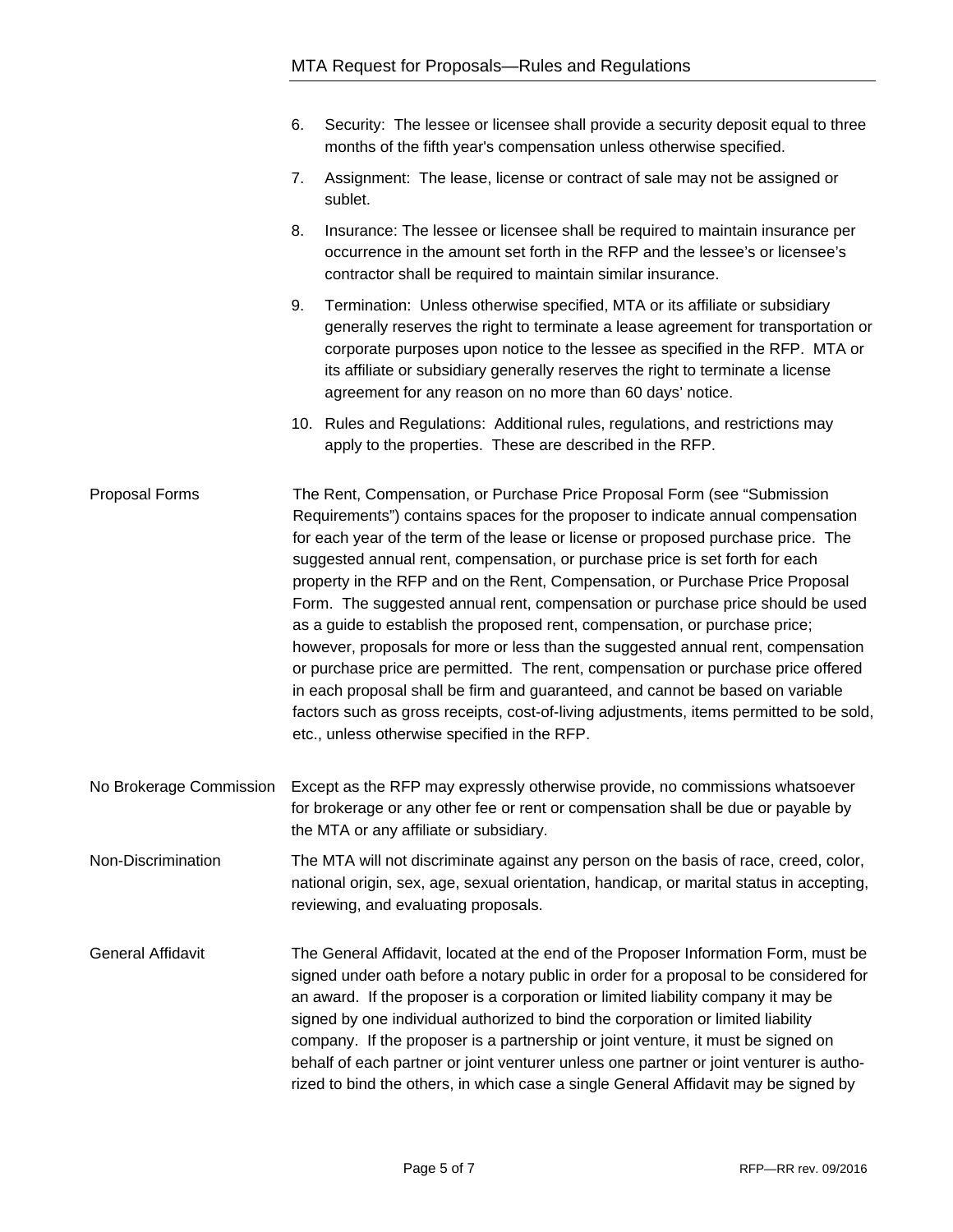6. Security: The lessee or licensee shall provide a security deposit equal to three months of the fifth year's compensation unless otherwise specified.
7. Assignment: The lease, license or contract of sale may not be assigned or sublet.
8. Insurance: The lessee or licensee shall be required to maintain insurance per occurrence in the amount set forth in the RFP and the lessee's or licensee's contractor shall be required to maintain similar insurance.
9. Termination: Unless otherwise specified, MTA or its affiliate or subsidiary generally reserves the right to terminate a lease agreement for transportation or corporate purposes upon notice to the lessee as specified in the RFP. MTA or its affiliate or subsidiary generally reserves the right to terminate a license agreement for any reason on no more than 60 days' notice.
10. Rules and Regulations: Additional rules, regulations, and restrictions may apply to the properties. These are described in the RFP.

**Proposal Forms**

The Rent, Compensation, or Purchase Price Proposal Form (see "Submission Requirements") contains spaces for the proposer to indicate annual compensation for each year of the term of the lease or license or proposed purchase price. The suggested annual rent, compensation, or purchase price is set forth for each property in the RFP and on the Rent, Compensation, or Purchase Price Proposal Form. The suggested annual rent, compensation or purchase price should be used as a guide to establish the proposed rent, compensation, or purchase price; however, proposals for more or less than the suggested annual rent, compensation or purchase price are permitted. The rent, compensation or purchase price offered in each proposal shall be firm and guaranteed, and cannot be based on variable factors such as gross receipts, cost-of-living adjustments, items permitted to be sold, etc., unless otherwise specified in the RFP.

**No Brokerage Commission**

Except as the RFP may expressly otherwise provide, no commissions whatsoever for brokerage or any other fee or rent or compensation shall be due or payable by the MTA or any affiliate or subsidiary.

**Non-Discrimination**

The MTA will not discriminate against any person on the basis of race, creed, color, national origin, sex, age, sexual orientation, handicap, or marital status in accepting, reviewing, and evaluating proposals.

**General Affidavit**

The General Affidavit, located at the end of the Proposer Information Form, must be signed under oath before a notary public in order for a proposal to be considered for an award. If the proposer is a corporation or limited liability company it may be signed by one individual authorized to bind the corporation or limited liability company. If the proposer is a partnership or joint venture, it must be signed on behalf of each partner or joint venturer unless one partner or joint venturer is authorized to bind the others, in which case a single General Affidavit may be signed by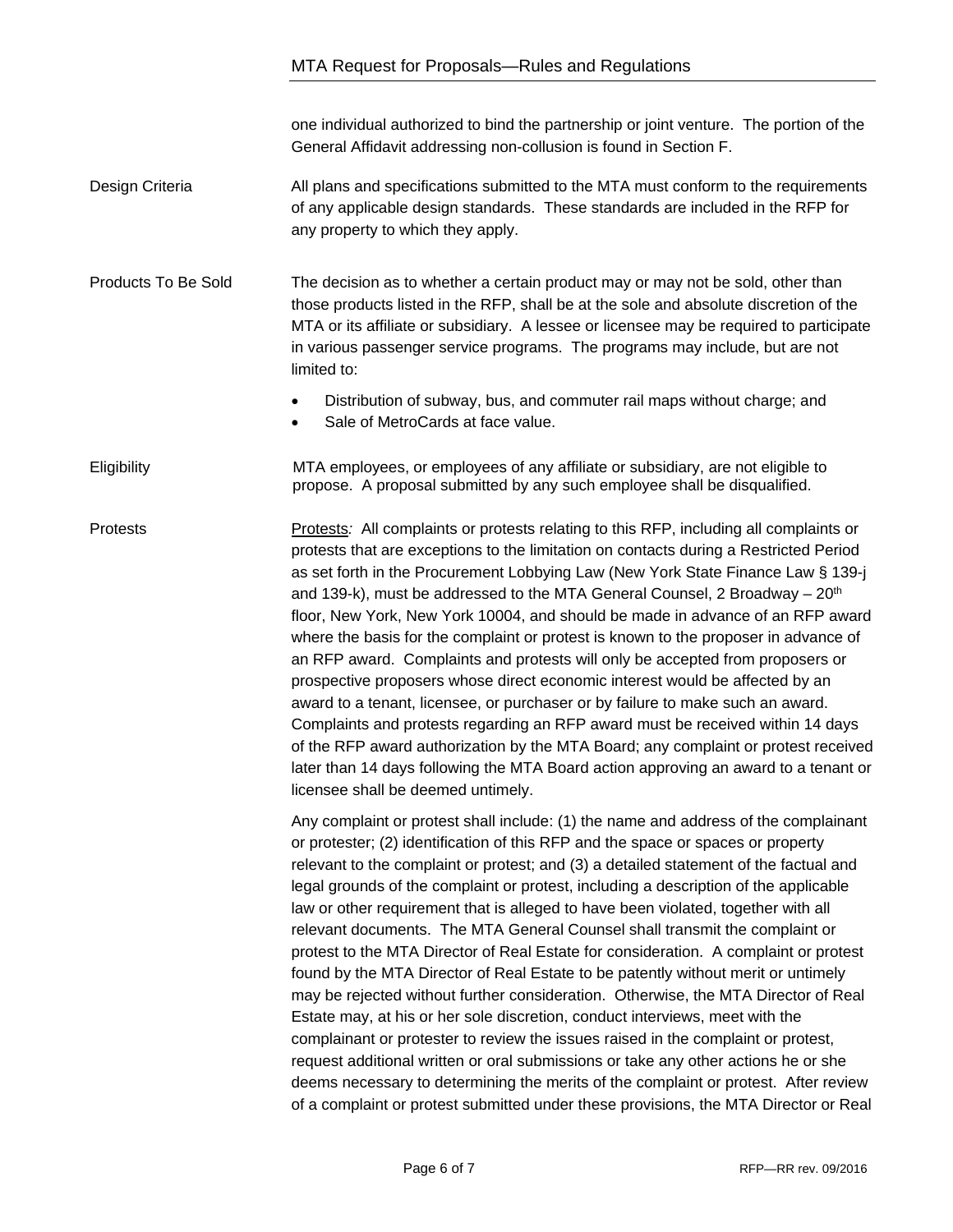one individual authorized to bind the partnership or joint venture. The portion of the General Affidavit addressing non-collusion is found in Section F.

**Design Criteria**

All plans and specifications submitted to the MTA must conform to the requirements of any applicable design standards. These standards are included in the RFP for any property to which they apply.

**Products To Be Sold**

The decision as to whether a certain product may or may not be sold, other than those products listed in the RFP, shall be at the sole and absolute discretion of the MTA or its affiliate or subsidiary. A lessee or licensee may be required to participate in various passenger service programs. The programs may include, but are not limited to:

- Distribution of subway, bus, and commuter rail maps without charge; and
- Sale of MetroCards at face value.

**Eligibility**

MTA employees, or employees of any affiliate or subsidiary, are not eligible to propose. A proposal submitted by any such employee shall be disqualified.

**Protests**

Protests*:* All complaints or protests relating to this RFP, including all complaints or protests that are exceptions to the limitation on contacts during a Restricted Period as set forth in the Procurement Lobbying Law (New York State Finance Law § 139-j and 139-k), must be addressed to the MTA General Counsel, 2 Broadway – 20th floor, New York, New York 10004, and should be made in advance of an RFP award where the basis for the complaint or protest is known to the proposer in advance of an RFP award. Complaints and protests will only be accepted from proposers or prospective proposers whose direct economic interest would be affected by an award to a tenant, licensee, or purchaser or by failure to make such an award. Complaints and protests regarding an RFP award must be received within 14 days of the RFP award authorization by the MTA Board; any complaint or protest received later than 14 days following the MTA Board action approving an award to a tenant or licensee shall be deemed untimely.

Any complaint or protest shall include: (1) the name and address of the complainant or protester; (2) identification of this RFP and the space or spaces or property relevant to the complaint or protest; and (3) a detailed statement of the factual and legal grounds of the complaint or protest, including a description of the applicable law or other requirement that is alleged to have been violated, together with all relevant documents. The MTA General Counsel shall transmit the complaint or protest to the MTA Director of Real Estate for consideration. A complaint or protest found by the MTA Director of Real Estate to be patently without merit or untimely may be rejected without further consideration. Otherwise, the MTA Director of Real Estate may, at his or her sole discretion, conduct interviews, meet with the complainant or protester to review the issues raised in the complaint or protest, request additional written or oral submissions or take any other actions he or she deems necessary to determining the merits of the complaint or protest. After review of a complaint or protest submitted under these provisions, the MTA Director or Real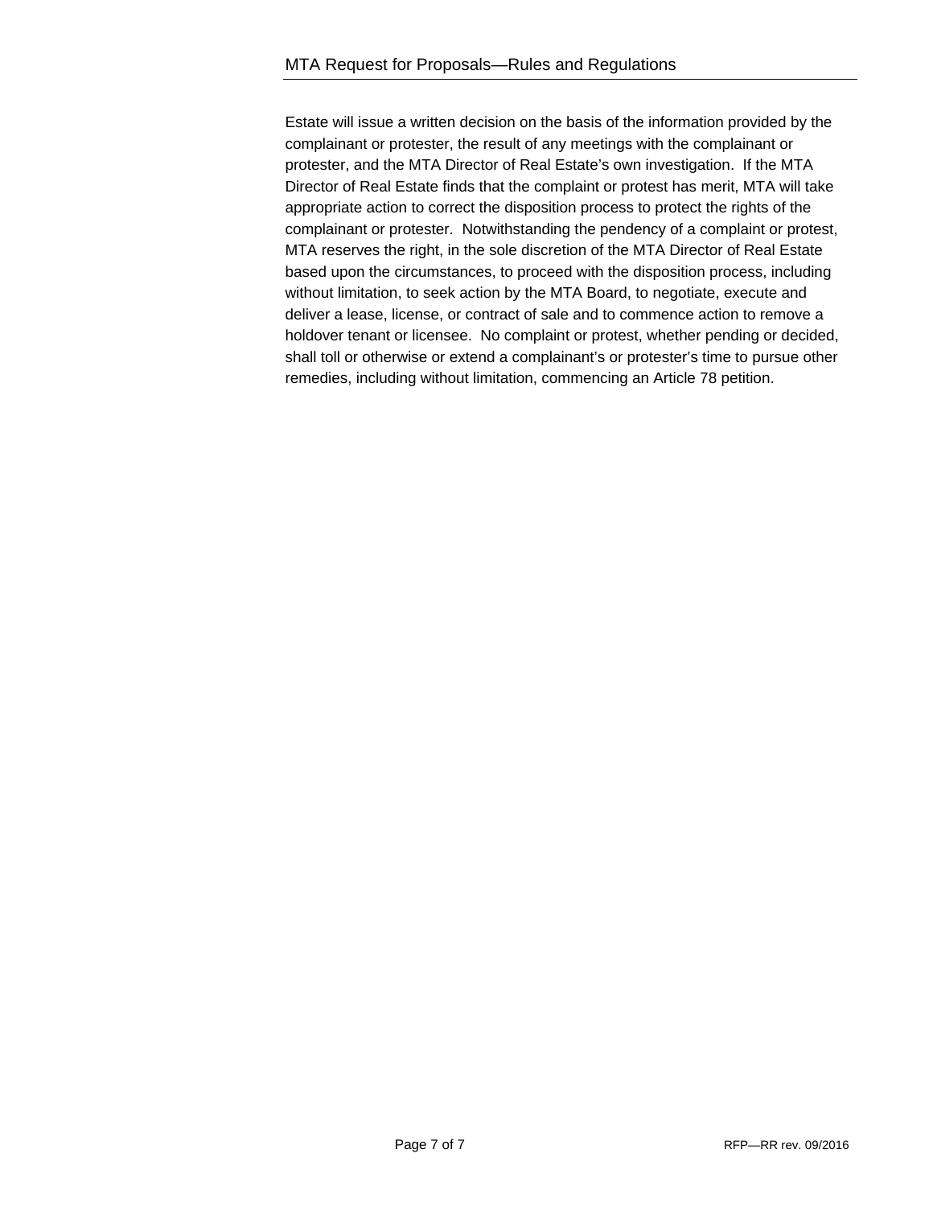Estate will issue a written decision on the basis of the information provided by the complainant or protester, the result of any meetings with the complainant or protester, and the MTA Director of Real Estate's own investigation. If the MTA Director of Real Estate finds that the complaint or protest has merit, MTA will take appropriate action to correct the disposition process to protect the rights of the complainant or protester. Notwithstanding the pendency of a complaint or protest, MTA reserves the right, in the sole discretion of the MTA Director of Real Estate based upon the circumstances, to proceed with the disposition process, including without limitation, to seek action by the MTA Board, to negotiate, execute and deliver a lease, license, or contract of sale and to commence action to remove a holdover tenant or licensee. No complaint or protest, whether pending or decided, shall toll or otherwise or extend a complainant's or protester's time to pursue other remedies, including without limitation, commencing an Article 78 petition.